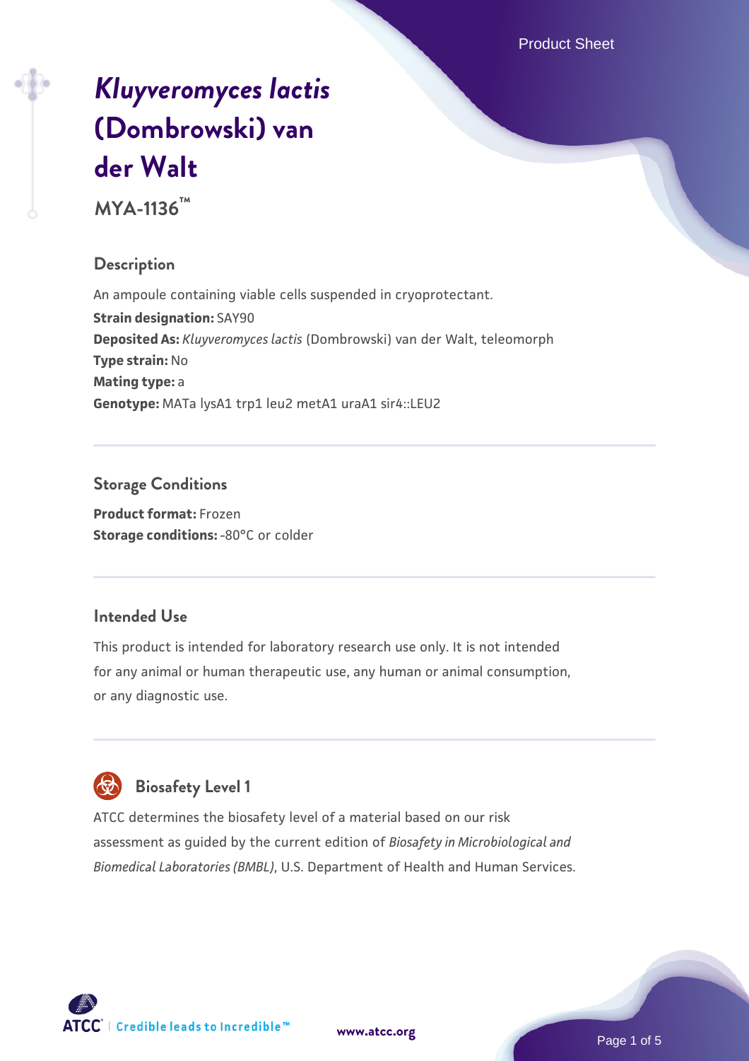# *Kluyveromyces lactis* (Dombrowski) van der Walt

**MYA-1136™**

## Description

An ampoule containing viable cells suspended in cryoprotectant.

**Strain designation:** SAY90

**Deposited As:** *Kluyveromyces lactis* (Dombrowski) van der Walt, teleomorph

**Type strain:** No

**Mating type:** a

**Genotype:** MATa lysA1 trp1 leu2 metA1 uraA1 sir4::LEU2

## Storage Conditions

**Product format:** Frozen

**Storage conditions:** -80°C or colder

## Intended Use

This product is intended for laboratory research use only. It is not intended for any animal or human therapeutic use, any human or animal consumption, or any diagnostic use.

## Biosafety Level 1

ATCC determines the biosafety level of a material based on our risk assessment as guided by the current edition of *Biosafety in Microbiological and Biomedical Laboratories (BMBL)*, U.S. Department of Health and Human Services.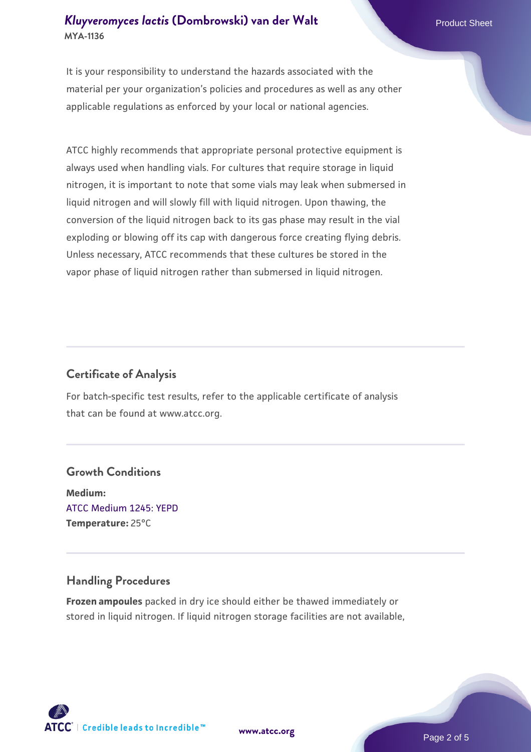It is your responsibility to understand the hazards associated with the material per your organization's policies and procedures as well as any other applicable regulations as enforced by your local or national agencies.

ATCC highly recommends that appropriate personal protective equipment is always used when handling vials. For cultures that require storage in liquid nitrogen, it is important to note that some vials may leak when submersed in liquid nitrogen and will slowly fill with liquid nitrogen. Upon thawing, the conversion of the liquid nitrogen back to its gas phase may result in the vial exploding or blowing off its cap with dangerous force creating flying debris. Unless necessary, ATCC recommends that these cultures be stored in the vapor phase of liquid nitrogen rather than submersed in liquid nitrogen.

## Certificate of Analysis

For batch-specific test results, refer to the applicable certificate of analysis that can be found at www.atcc.org.

## Growth Conditions

**Medium:**
ATCC Medium 1245: YEPD
**Temperature:** 25°C

## Handling Procedures

**Frozen ampoules** packed in dry ice should either be thawed immediately or stored in liquid nitrogen. If liquid nitrogen storage facilities are not available,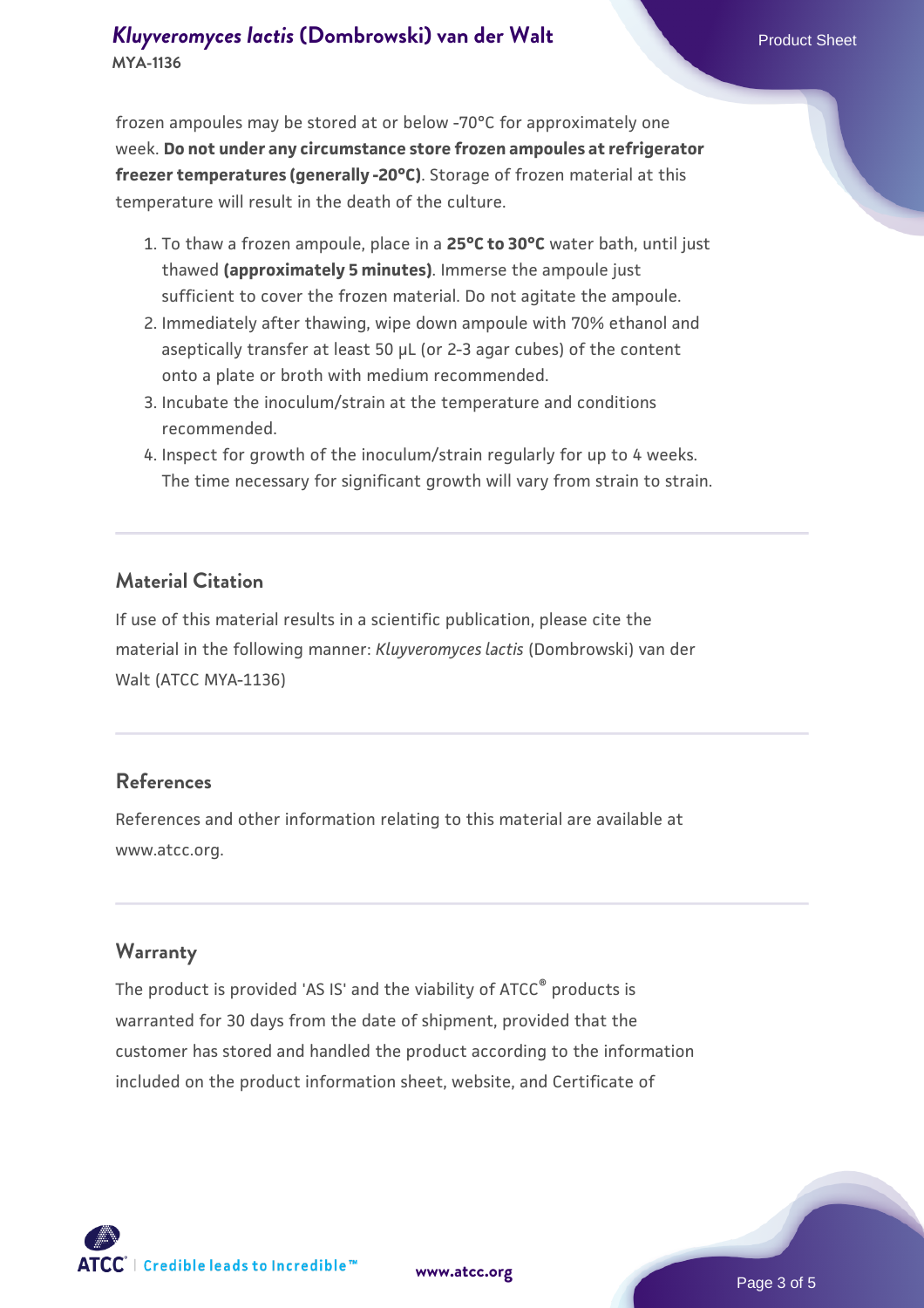frozen ampoules may be stored at or below -70°C for approximately one week. **Do not under any circumstance store frozen ampoules at refrigerator freezer temperatures (generally -20°C)**. Storage of frozen material at this temperature will result in the death of the culture.

1. To thaw a frozen ampoule, place in a **25°C to 30°C** water bath, until just thawed **(approximately 5 minutes)**. Immerse the ampoule just sufficient to cover the frozen material. Do not agitate the ampoule.
2. Immediately after thawing, wipe down ampoule with 70% ethanol and aseptically transfer at least 50 µL (or 2-3 agar cubes) of the content onto a plate or broth with medium recommended.
3. Incubate the inoculum/strain at the temperature and conditions recommended.
4. Inspect for growth of the inoculum/strain regularly for up to 4 weeks. The time necessary for significant growth will vary from strain to strain.

## Material Citation

If use of this material results in a scientific publication, please cite the material in the following manner: *Kluyveromyces lactis* (Dombrowski) van der Walt (ATCC MYA-1136)

## References

References and other information relating to this material are available at www.atcc.org.

## Warranty

The product is provided 'AS IS' and the viability of ATCC® products is warranted for 30 days from the date of shipment, provided that the customer has stored and handled the product according to the information included on the product information sheet, website, and Certificate of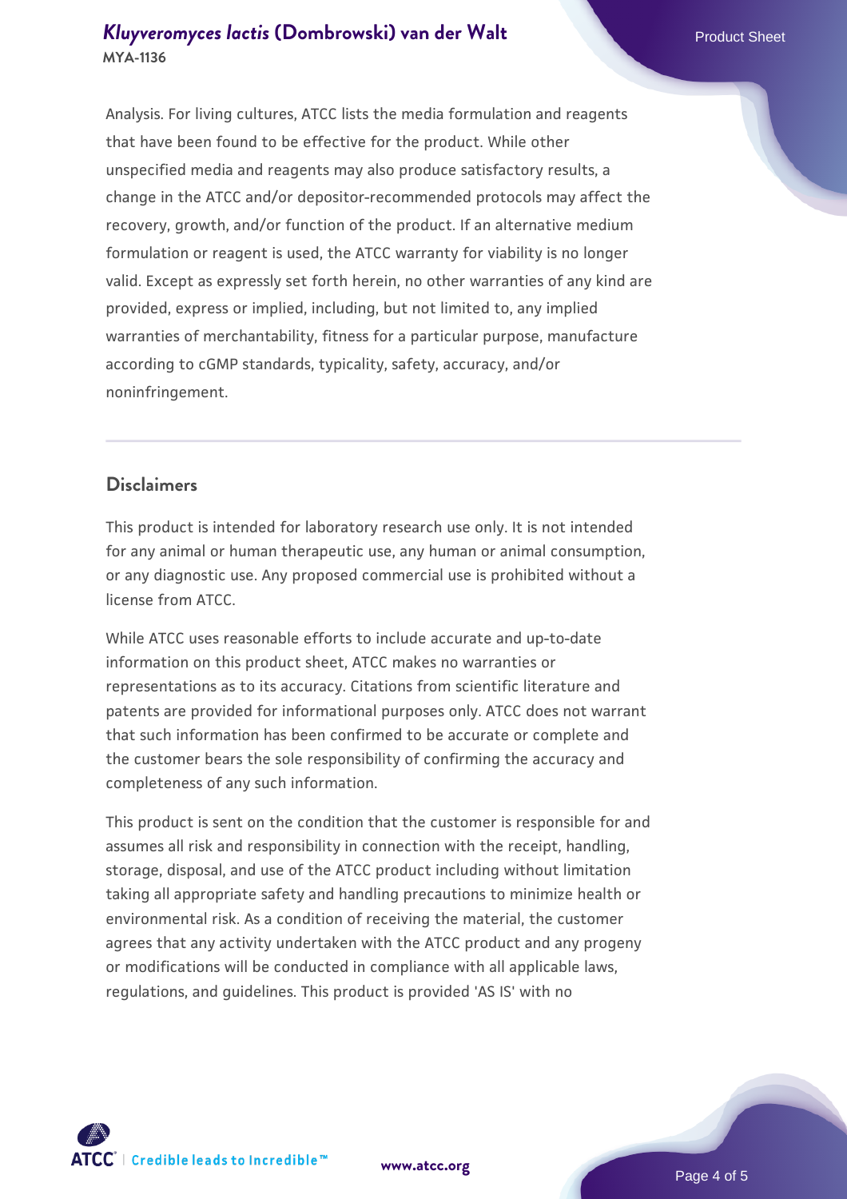Analysis. For living cultures, ATCC lists the media formulation and reagents that have been found to be effective for the product. While other unspecified media and reagents may also produce satisfactory results, a change in the ATCC and/or depositor-recommended protocols may affect the recovery, growth, and/or function of the product. If an alternative medium formulation or reagent is used, the ATCC warranty for viability is no longer valid. Except as expressly set forth herein, no other warranties of any kind are provided, express or implied, including, but not limited to, any implied warranties of merchantability, fitness for a particular purpose, manufacture according to cGMP standards, typicality, safety, accuracy, and/or noninfringement.

## Disclaimers

This product is intended for laboratory research use only. It is not intended for any animal or human therapeutic use, any human or animal consumption, or any diagnostic use. Any proposed commercial use is prohibited without a license from ATCC.

While ATCC uses reasonable efforts to include accurate and up-to-date information on this product sheet, ATCC makes no warranties or representations as to its accuracy. Citations from scientific literature and patents are provided for informational purposes only. ATCC does not warrant that such information has been confirmed to be accurate or complete and the customer bears the sole responsibility of confirming the accuracy and completeness of any such information.

This product is sent on the condition that the customer is responsible for and assumes all risk and responsibility in connection with the receipt, handling, storage, disposal, and use of the ATCC product including without limitation taking all appropriate safety and handling precautions to minimize health or environmental risk. As a condition of receiving the material, the customer agrees that any activity undertaken with the ATCC product and any progeny or modifications will be conducted in compliance with all applicable laws, regulations, and guidelines. This product is provided 'AS IS' with no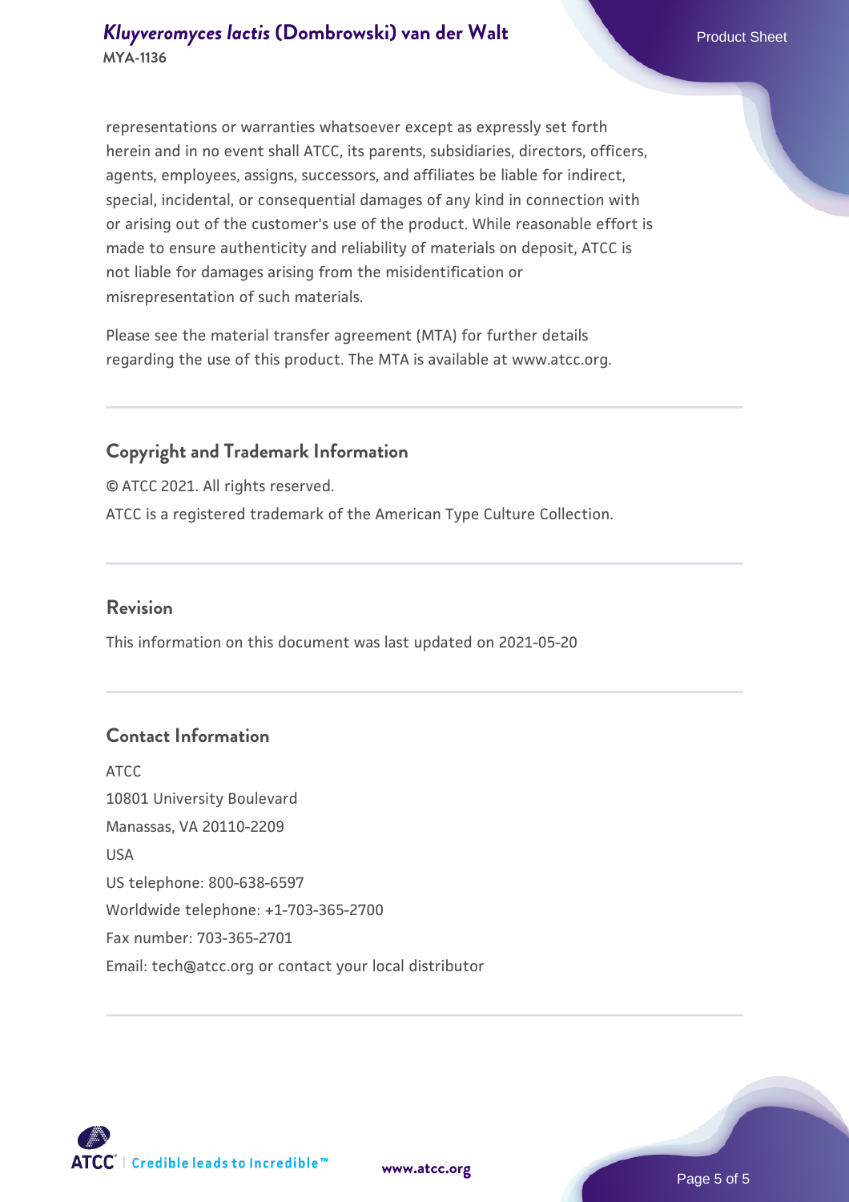representations or warranties whatsoever except as expressly set forth herein and in no event shall ATCC, its parents, subsidiaries, directors, officers, agents, employees, assigns, successors, and affiliates be liable for indirect, special, incidental, or consequential damages of any kind in connection with or arising out of the customer's use of the product. While reasonable effort is made to ensure authenticity and reliability of materials on deposit, ATCC is not liable for damages arising from the misidentification or misrepresentation of such materials.

Please see the material transfer agreement (MTA) for further details regarding the use of this product. The MTA is available at www.atcc.org.

## Copyright and Trademark Information

© ATCC 2021. All rights reserved.

ATCC is a registered trademark of the American Type Culture Collection.

## Revision

This information on this document was last updated on 2021-05-20

## Contact Information

ATCC
10801 University Boulevard
Manassas, VA 20110-2209
USA
US telephone: 800-638-6597
Worldwide telephone: +1-703-365-2700
Fax number: 703-365-2701
Email: tech@atcc.org or contact your local distributor